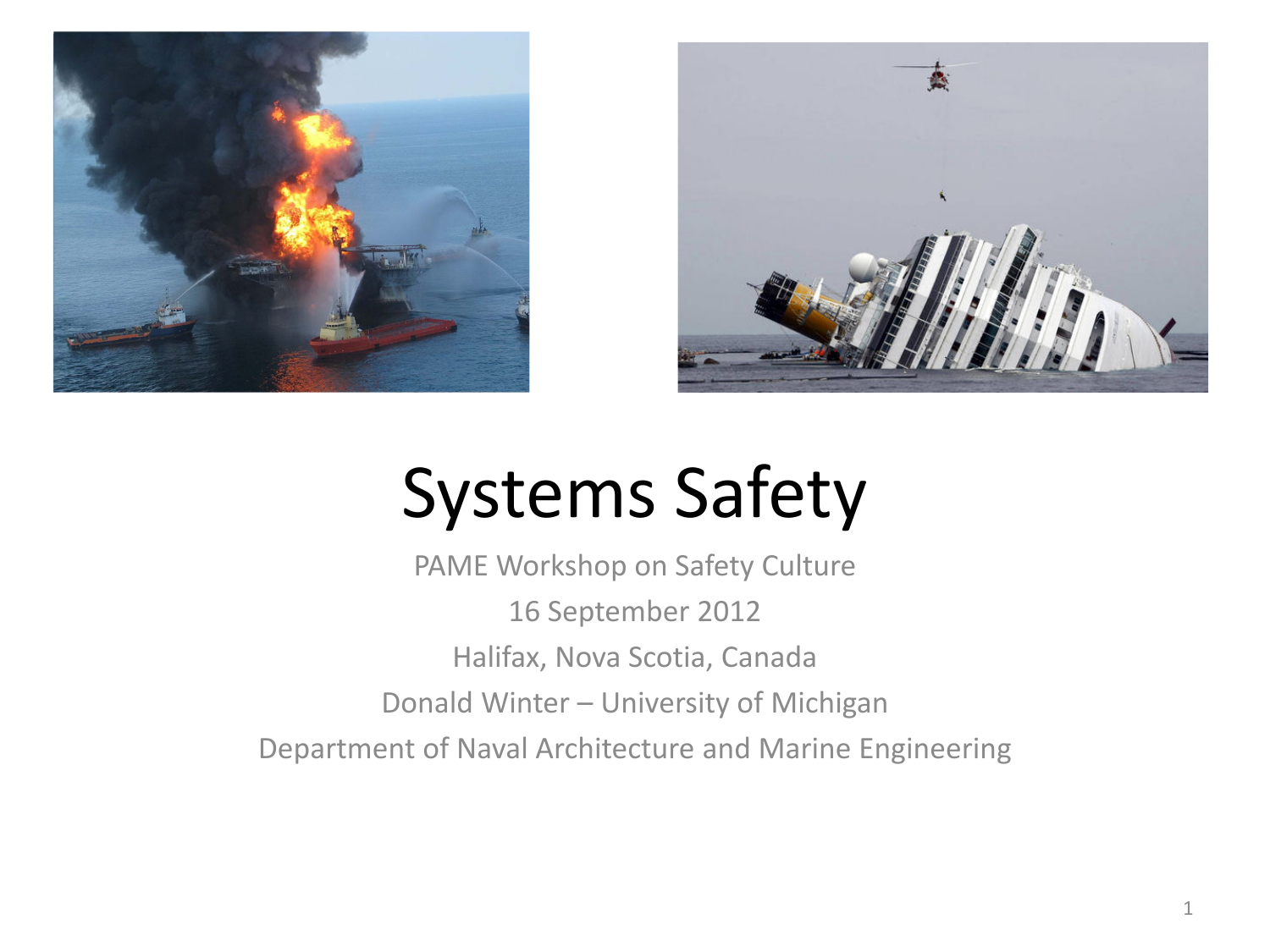# Systems Safety

PAME Workshop on Safety Culture

16 September 2012

Halifax, Nova Scotia, Canada

Donald Winter – University of Michigan

Department of Naval Architecture and Marine Engineering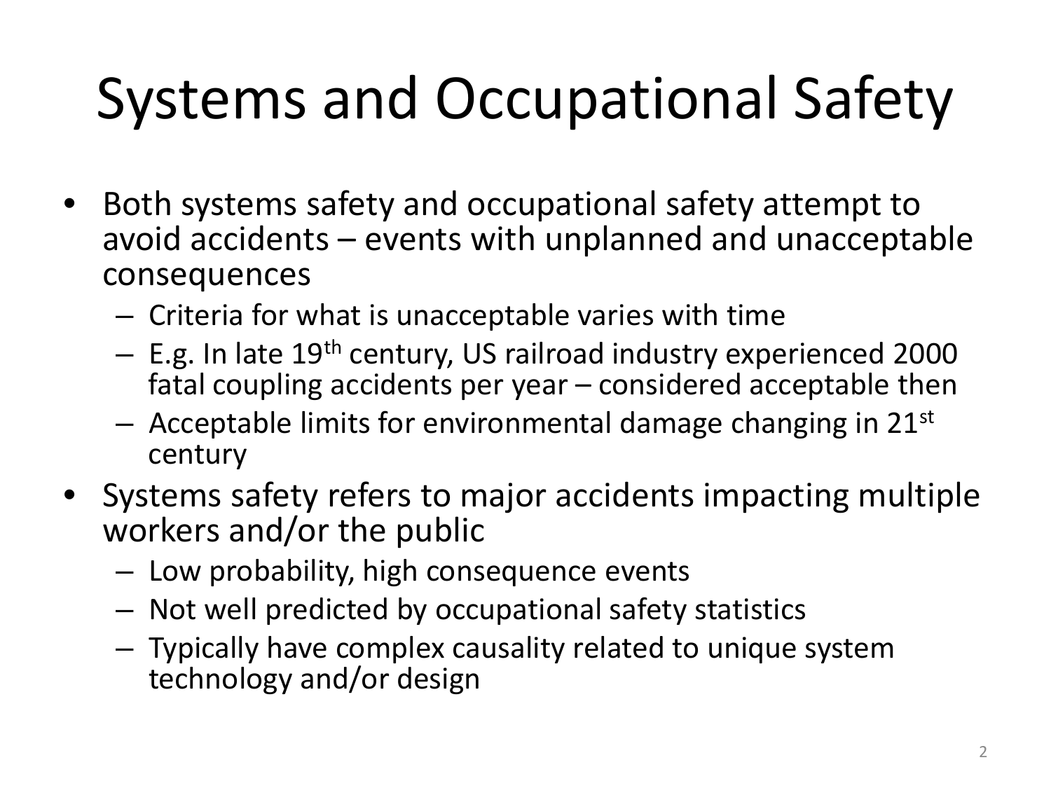# Systems and Occupational Safety

- Both systems safety and occupational safety attempt to avoid accidents – events with unplanned and unacceptable consequences
  - Criteria for what is unacceptable varies with time
  - E.g. In late 19th century, US railroad industry experienced 2000 fatal coupling accidents per year – considered acceptable then
  - Acceptable limits for environmental damage changing in 21st century
- Systems safety refers to major accidents impacting multiple workers and/or the public
  - Low probability, high consequence events
  - Not well predicted by occupational safety statistics
  - Typically have complex causality related to unique system technology and/or design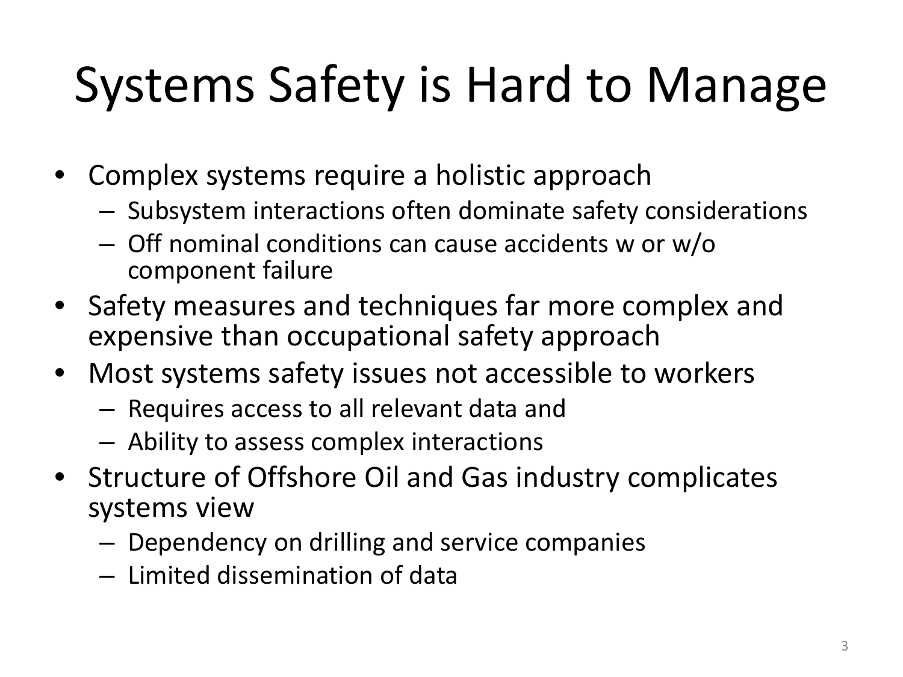# Systems Safety is Hard to Manage

- Complex systems require a holistic approach
  - Subsystem interactions often dominate safety considerations
  - Off nominal conditions can cause accidents w or w/o component failure
- Safety measures and techniques far more complex and expensive than occupational safety approach
- Most systems safety issues not accessible to workers
  - Requires access to all relevant data and
  - Ability to assess complex interactions
- Structure of Offshore Oil and Gas industry complicates systems view
  - Dependency on drilling and service companies
  - Limited dissemination of data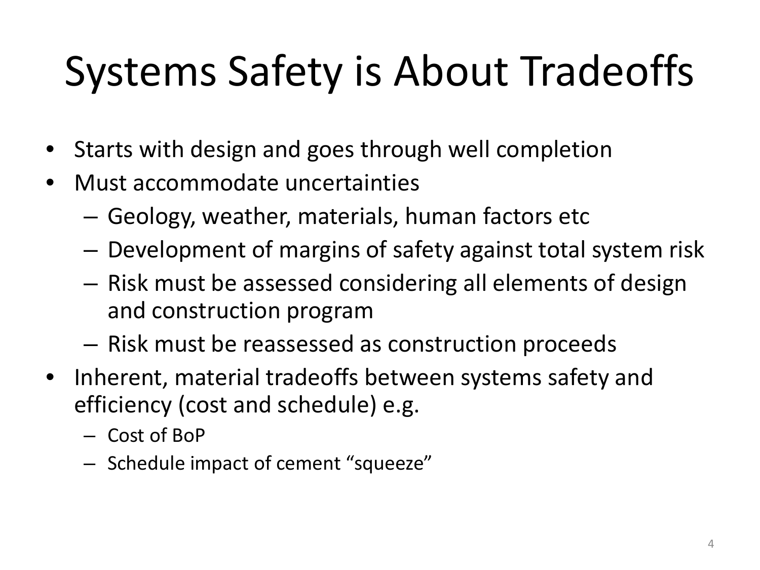# Systems Safety is About Tradeoffs

- Starts with design and goes through well completion
- Must accommodate uncertainties
  - Geology, weather, materials, human factors etc
  - Development of margins of safety against total system risk
  - Risk must be assessed considering all elements of design and construction program
  - Risk must be reassessed as construction proceeds
- Inherent, material tradeoffs between systems safety and efficiency (cost and schedule) e.g.
  - Cost of BoP
  - Schedule impact of cement "squeeze"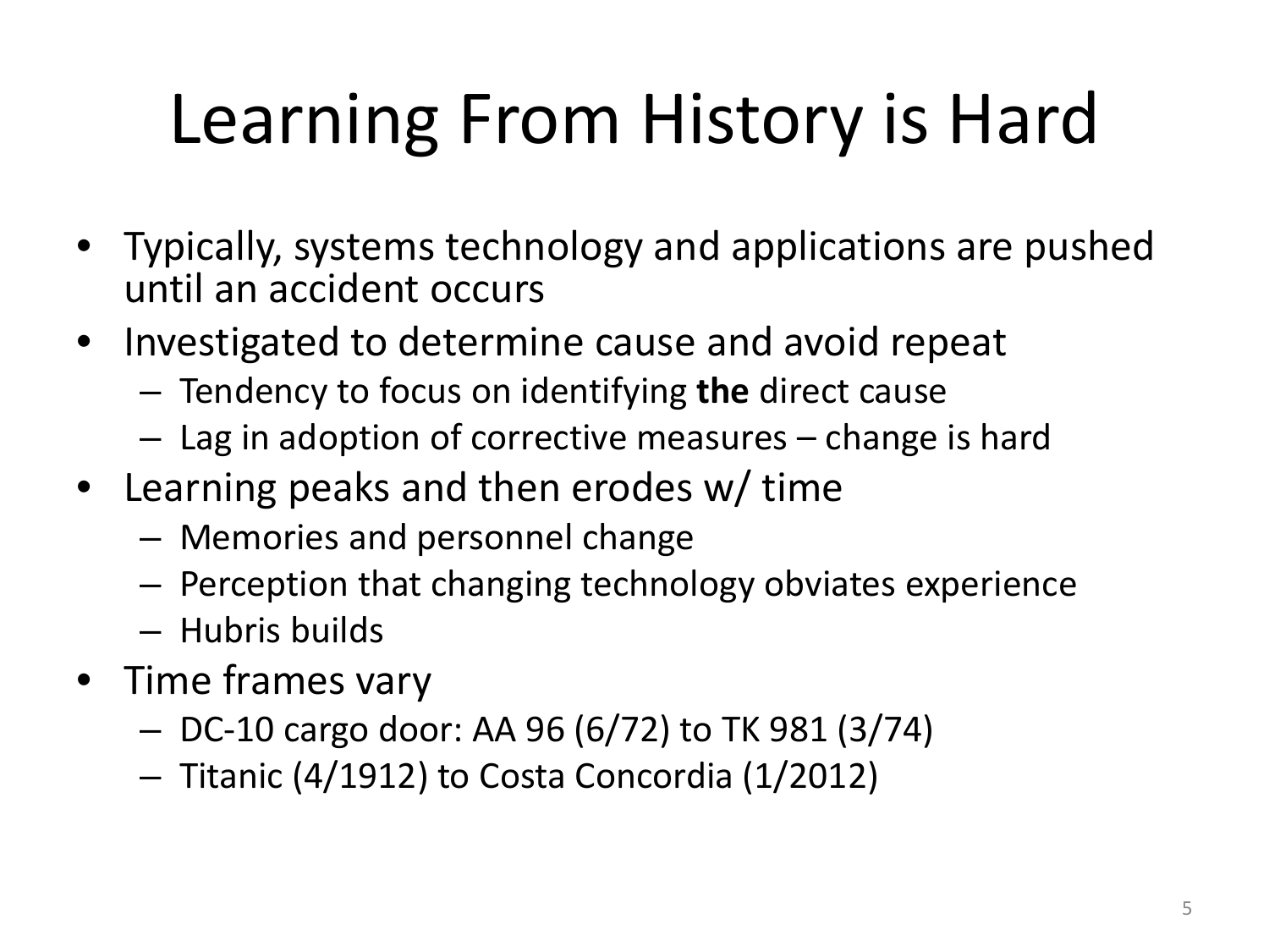# Learning From History is Hard

- Typically, systems technology and applications are pushed until an accident occurs
- Investigated to determine cause and avoid repeat
  - Tendency to focus on identifying **the** direct cause
  - Lag in adoption of corrective measures – change is hard
- Learning peaks and then erodes w/ time
  - Memories and personnel change
  - Perception that changing technology obviates experience
  - Hubris builds
- Time frames vary
  - DC-10 cargo door: AA 96 (6/72) to TK 981 (3/74)
  - Titanic (4/1912) to Costa Concordia (1/2012)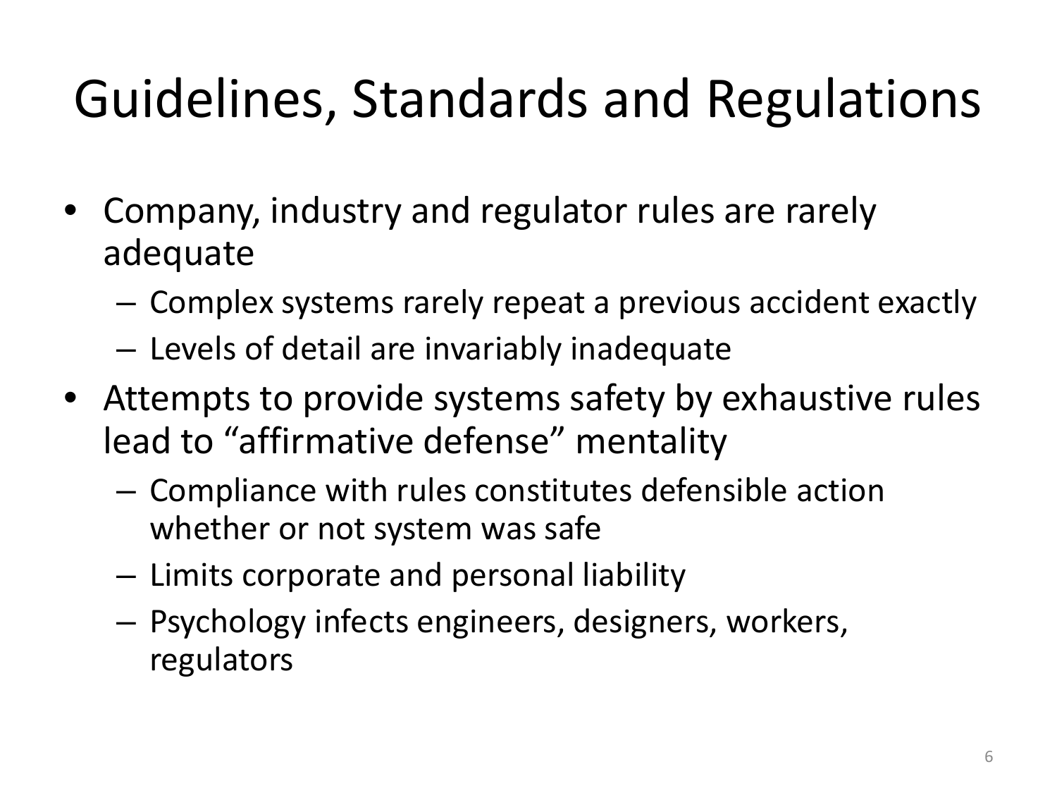# Guidelines, Standards and Regulations

- Company, industry and regulator rules are rarely adequate
  - Complex systems rarely repeat a previous accident exactly
  - Levels of detail are invariably inadequate
- Attempts to provide systems safety by exhaustive rules lead to "affirmative defense" mentality
  - Compliance with rules constitutes defensible action whether or not system was safe
  - Limits corporate and personal liability
  - Psychology infects engineers, designers, workers, regulators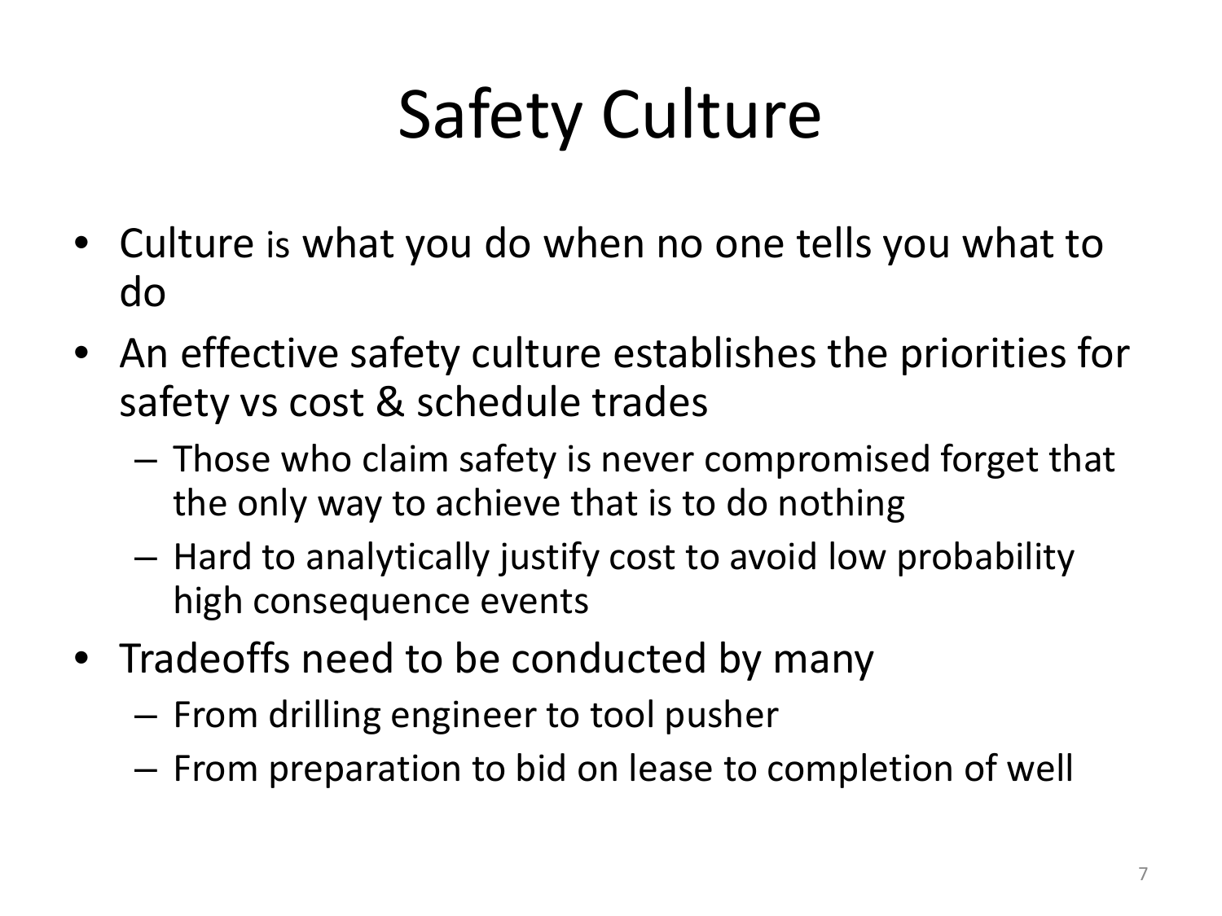# Safety Culture

- Culture is what you do when no one tells you what to do
- An effective safety culture establishes the priorities for safety vs cost & schedule trades
  - Those who claim safety is never compromised forget that the only way to achieve that is to do nothing
  - Hard to analytically justify cost to avoid low probability high consequence events
- Tradeoffs need to be conducted by many
  - From drilling engineer to tool pusher
  - From preparation to bid on lease to completion of well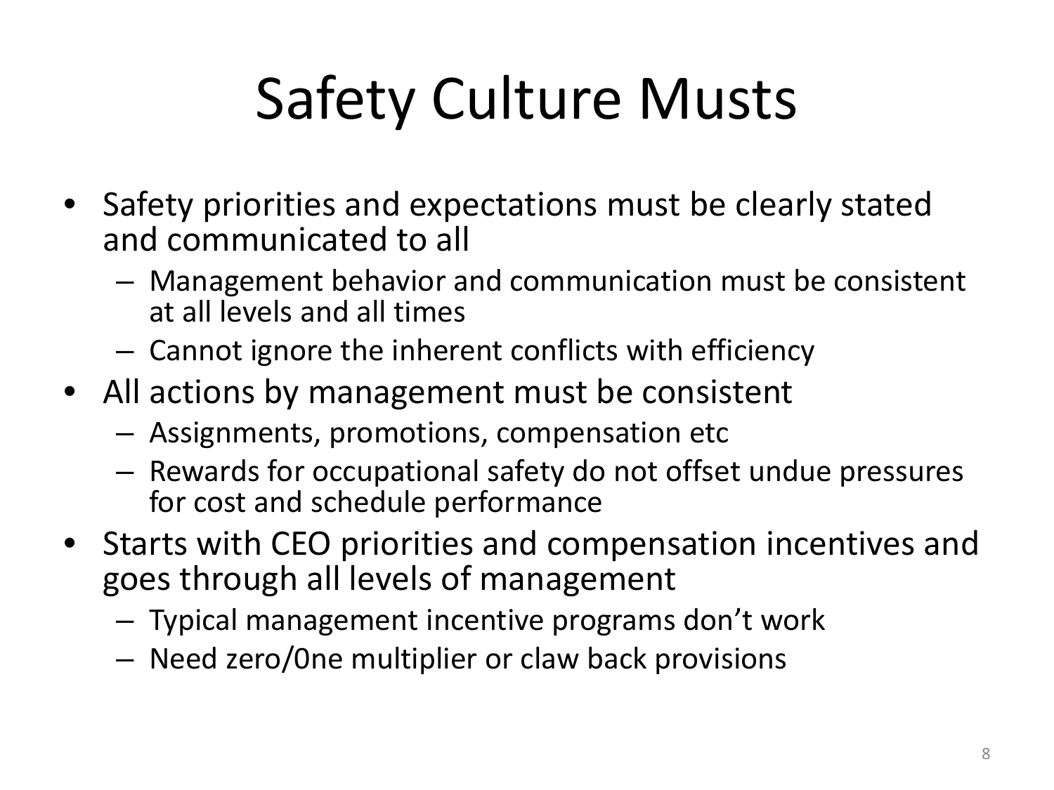# Safety Culture Musts

- Safety priorities and expectations must be clearly stated and communicated to all
  - Management behavior and communication must be consistent at all levels and all times
  - Cannot ignore the inherent conflicts with efficiency
- All actions by management must be consistent
  - Assignments, promotions, compensation etc
  - Rewards for occupational safety do not offset undue pressures for cost and schedule performance
- Starts with CEO priorities and compensation incentives and goes through all levels of management
  - Typical management incentive programs don't work
  - Need zero/0ne multiplier or claw back provisions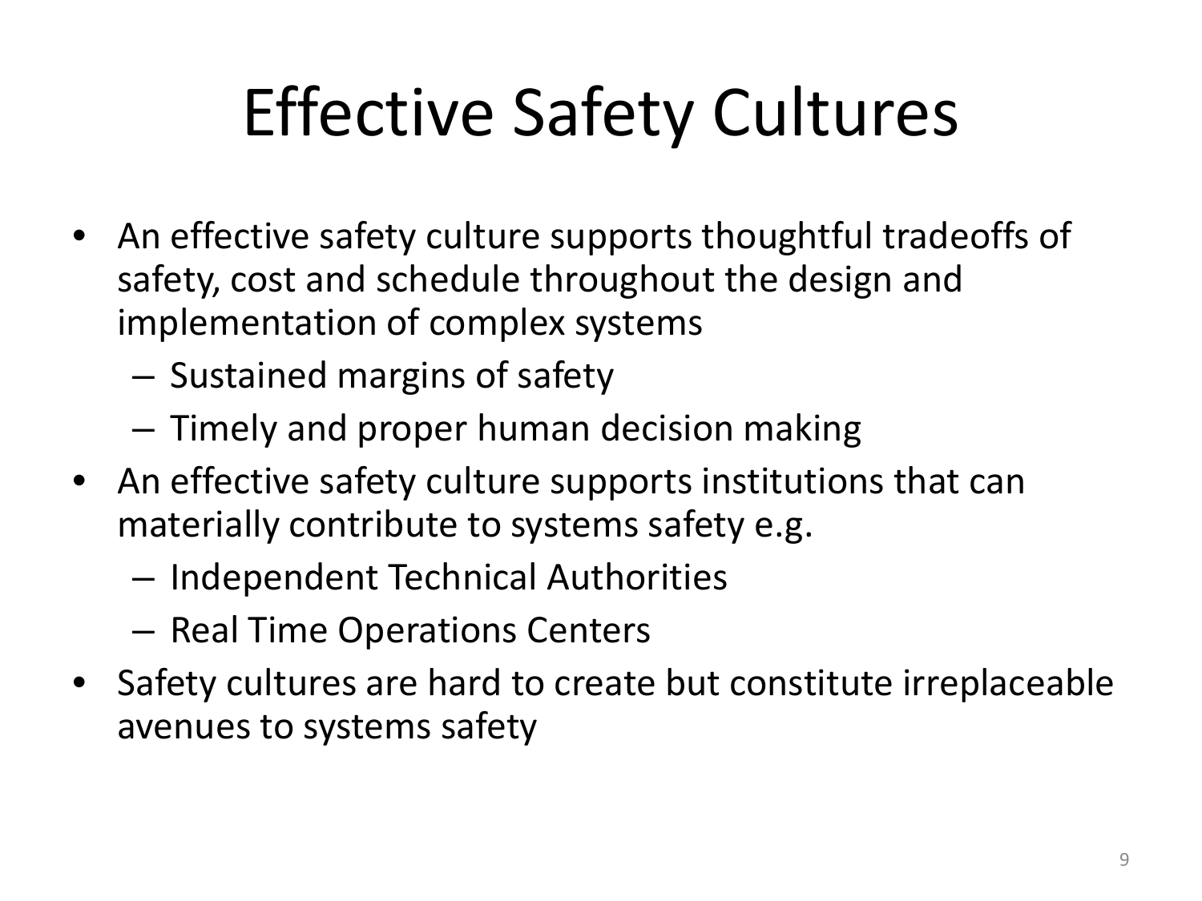# Effective Safety Cultures

- An effective safety culture supports thoughtful tradeoffs of safety, cost and schedule throughout the design and implementation of complex systems
  - Sustained margins of safety
  - Timely and proper human decision making
- An effective safety culture supports institutions that can materially contribute to systems safety e.g.
  - Independent Technical Authorities
  - Real Time Operations Centers
- Safety cultures are hard to create but constitute irreplaceable avenues to systems safety